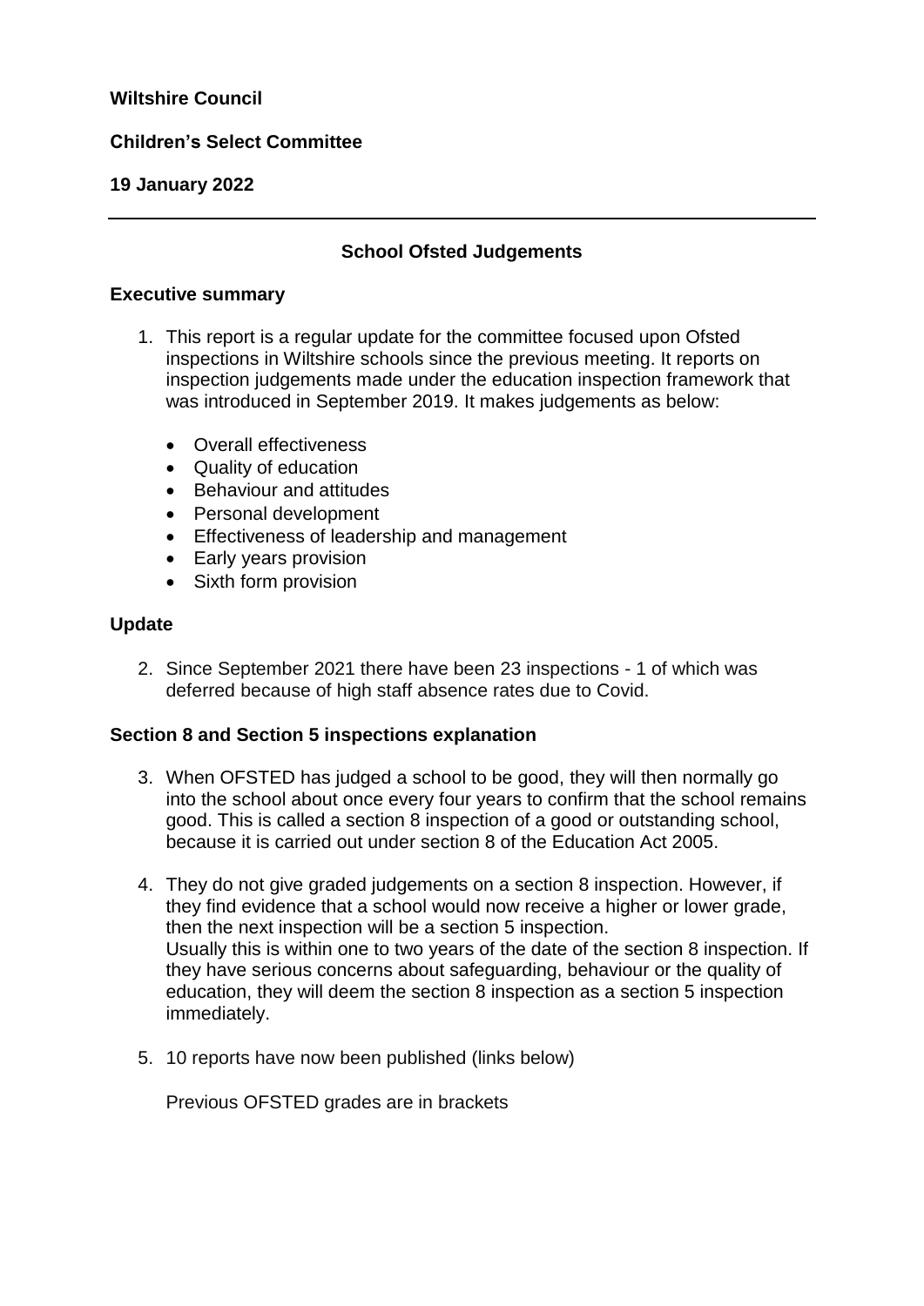**Wiltshire Council**

**Children's Select Committee**

**19 January 2022**

---

## School Ofsted Judgements

### Executive summary

1. This report is a regular update for the committee focused upon Ofsted inspections in Wiltshire schools since the previous meeting. It reports on inspection judgements made under the education inspection framework that was introduced in September 2019. It makes judgements as below:

   - Overall effectiveness
   - Quality of education
   - Behaviour and attitudes
   - Personal development
   - Effectiveness of leadership and management
   - Early years provision
   - Sixth form provision

### Update

2. Since September 2021 there have been 23 inspections - 1 of which was deferred because of high staff absence rates due to Covid.

### Section 8 and Section 5 inspections explanation

3. When OFSTED has judged a school to be good, they will then normally go into the school about once every four years to confirm that the school remains good. This is called a section 8 inspection of a good or outstanding school, because it is carried out under section 8 of the Education Act 2005.

4. They do not give graded judgements on a section 8 inspection. However, if they find evidence that a school would now receive a higher or lower grade, then the next inspection will be a section 5 inspection.
   Usually this is within one to two years of the date of the section 8 inspection. If they have serious concerns about safeguarding, behaviour or the quality of education, they will deem the section 8 inspection as a section 5 inspection immediately.

5. 10 reports have now been published (links below)

   Previous OFSTED grades are in brackets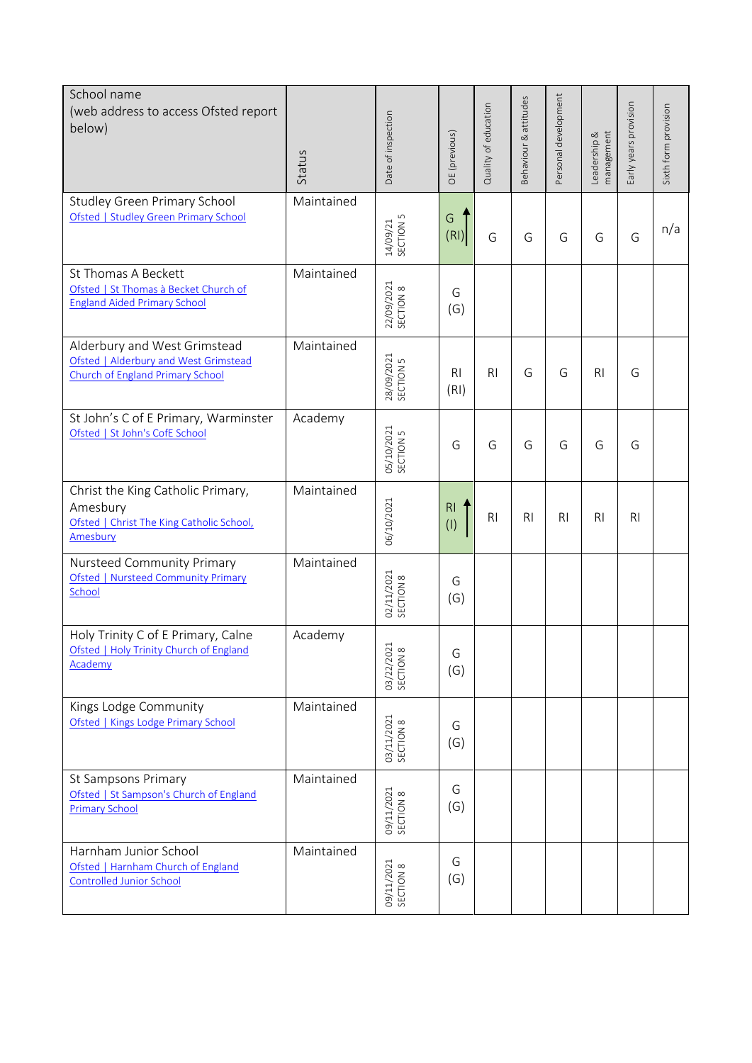| School name (web address to access Ofsted report below) | Status | Date of inspection | OE (previous) | Quality of education | Behaviour & attitudes | Personal development | Leadership & management | Early years provision | Sixth form provision |
|---|---|---|---|---|---|---|---|---|---|
| Studley Green Primary School<br>Ofsted \| Studley Green Primary School | Maintained | 14/09/21 SECTION 5 | G (RI) ↑ | G | G | G | G | G | n/a |
| St Thomas A Beckett<br>Ofsted \| St Thomas à Becket Church of England Aided Primary School | Maintained | 22/09/2021 SECTION 8 | G (G) | | | | | | |
| Alderbury and West Grimstead<br>Ofsted \| Alderbury and West Grimstead Church of England Primary School | Maintained | 28/09/2021 SECTION 5 | RI (RI) | RI | G | G | RI | G | |
| St John's C of E Primary, Warminster<br>Ofsted \| St John's CofE School | Academy | 05/10/2021 SECTION 5 | G | G | G | G | G | G | |
| Christ the King Catholic Primary, Amesbury<br>Ofsted \| Christ The King Catholic School, Amesbury | Maintained | 06/10/2021 | RI (I) ↑ | RI | RI | RI | RI | RI | |
| Nursteed Community Primary<br>Ofsted \| Nursteed Community Primary School | Maintained | 02/11/2021 SECTION 8 | G (G) | | | | | | |
| Holy Trinity C of E Primary, Calne<br>Ofsted \| Holy Trinity Church of England Academy | Academy | 03/22/2021 SECTION 8 | G (G) | | | | | | |
| Kings Lodge Community<br>Ofsted \| Kings Lodge Primary School | Maintained | 03/11/2021 SECTION 8 | G (G) | | | | | | |
| St Sampsons Primary<br>Ofsted \| St Sampson's Church of England Primary School | Maintained | 09/11/2021 SECTION 8 | G (G) | | | | | | |
| Harnham Junior School<br>Ofsted \| Harnham Church of England Controlled Junior School | Maintained | 09/11/2021 SECTION 8 | G (G) | | | | | | |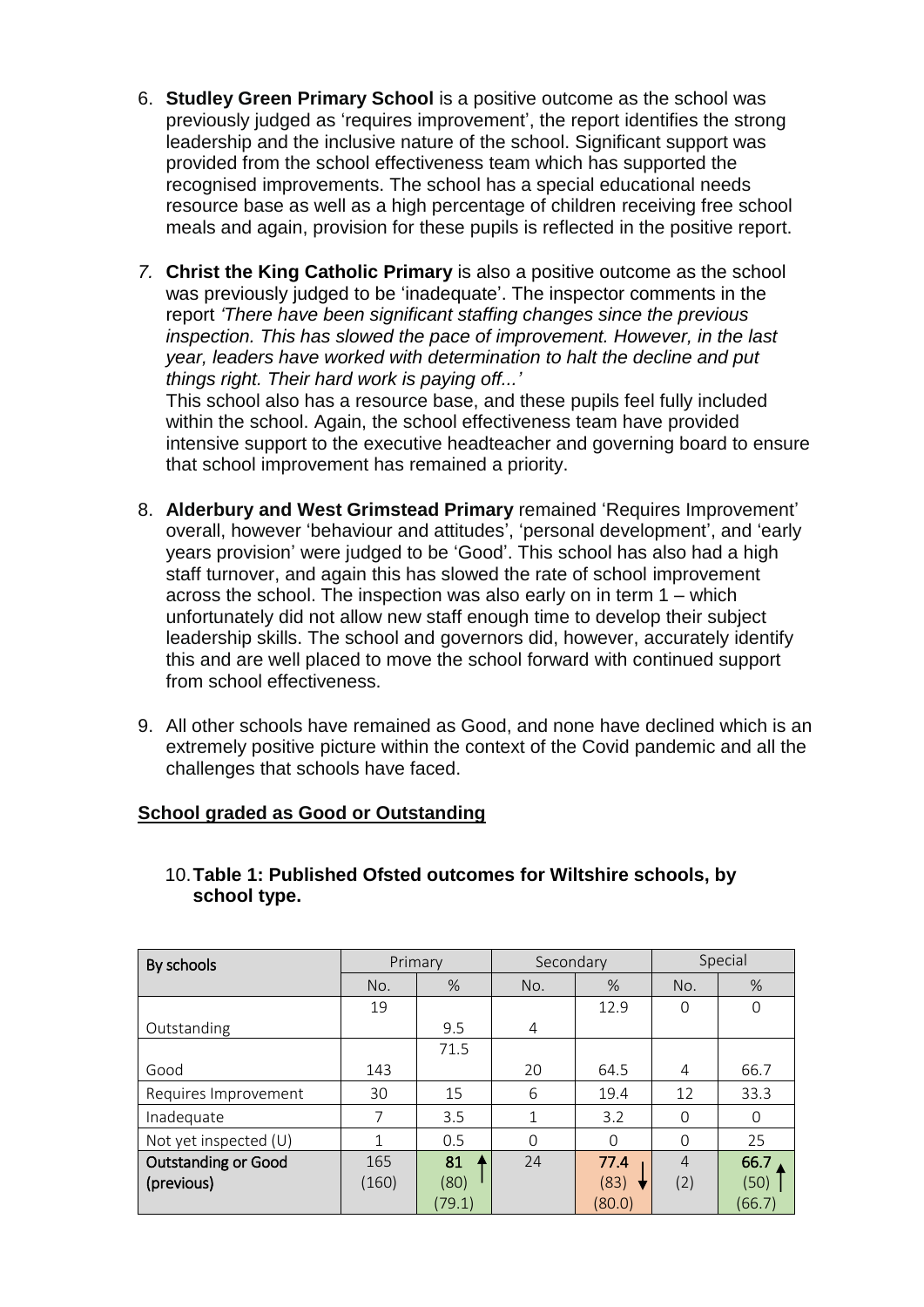6. **Studley Green Primary School** is a positive outcome as the school was previously judged as 'requires improvement', the report identifies the strong leadership and the inclusive nature of the school. Significant support was provided from the school effectiveness team which has supported the recognised improvements. The school has a special educational needs resource base as well as a high percentage of children receiving free school meals and again, provision for these pupils is reflected in the positive report.

7. **Christ the King Catholic Primary** is also a positive outcome as the school was previously judged to be 'inadequate'. The inspector comments in the report *'There have been significant staffing changes since the previous inspection. This has slowed the pace of improvement. However, in the last year, leaders have worked with determination to halt the decline and put things right. Their hard work is paying off...'*
   This school also has a resource base, and these pupils feel fully included within the school. Again, the school effectiveness team have provided intensive support to the executive headteacher and governing board to ensure that school improvement has remained a priority.

8. **Alderbury and West Grimstead Primary** remained 'Requires Improvement' overall, however 'behaviour and attitudes', 'personal development', and 'early years provision' were judged to be 'Good'. This school has also had a high staff turnover, and again this has slowed the rate of school improvement across the school. The inspection was also early on in term 1 – which unfortunately did not allow new staff enough time to develop their subject leadership skills. The school and governors did, however, accurately identify this and are well placed to move the school forward with continued support from school effectiveness.

9. All other schools have remained as Good, and none have declined which is an extremely positive picture within the context of the Covid pandemic and all the challenges that schools have faced.

**School graded as Good or Outstanding**

10. **Table 1: Published Ofsted outcomes for Wiltshire schools, by school type.**

| By schools | Primary | | Secondary | | Special | |
|---|---|---|---|---|---|---|
| | No. | % | No. | % | No. | % |
| Outstanding | 19 | 9.5 | 4 | 12.9 | 0 | 0 |
| Good | 143 | 71.5 | 20 | 64.5 | 4 | 66.7 |
| Requires Improvement | 30 | 15 | 6 | 19.4 | 12 | 33.3 |
| Inadequate | 7 | 3.5 | 1 | 3.2 | 0 | 0 |
| Not yet inspected (U) | 1 | 0.5 | 0 | 0 | 0 | 25 |
| Outstanding or Good (previous) | 165 (160) | 81 ↑ (80) (79.1) | 24 | 77.4 ↓ (83) (80.0) | 4 (2) | 66.7 ↑ (50) (66.7) |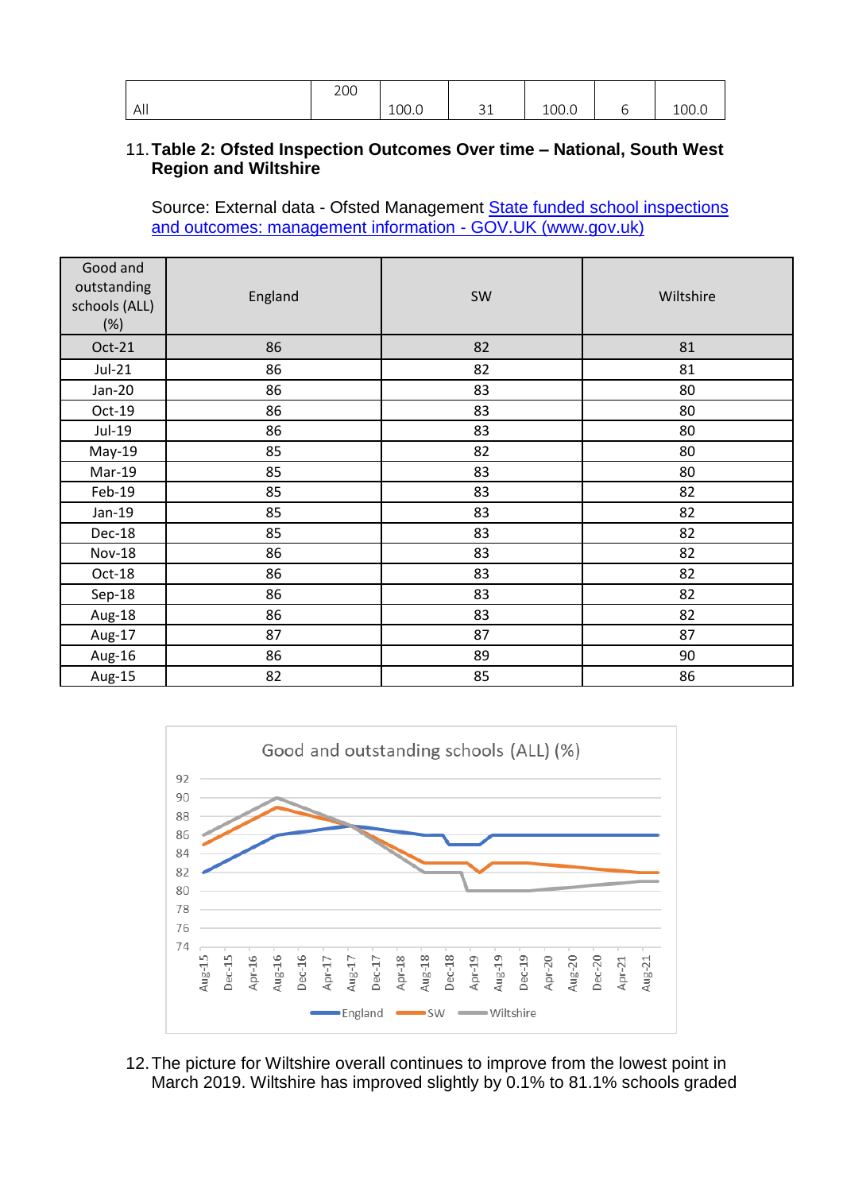| All | 200 | 100.0 | 31 | 100.0 | 6 | 100.0 |
|---|---|---|---|---|---|---|

11. **Table 2: Ofsted Inspection Outcomes Over time – National, South West Region and Wiltshire**

    Source: External data - Ofsted Management [State funded school inspections and outcomes: management information - GOV.UK (www.gov.uk)]()

| Good and outstanding schools (ALL) (%) | England | SW | Wiltshire |
|---|---|---|---|
| Oct-21 | 86 | 82 | 81 |
| Jul-21 | 86 | 82 | 81 |
| Jan-20 | 86 | 83 | 80 |
| Oct-19 | 86 | 83 | 80 |
| Jul-19 | 86 | 83 | 80 |
| May-19 | 85 | 82 | 80 |
| Mar-19 | 85 | 83 | 80 |
| Feb-19 | 85 | 83 | 82 |
| Jan-19 | 85 | 83 | 82 |
| Dec-18 | 85 | 83 | 82 |
| Nov-18 | 86 | 83 | 82 |
| Oct-18 | 86 | 83 | 82 |
| Sep-18 | 86 | 83 | 82 |
| Aug-18 | 86 | 83 | 82 |
| Aug-17 | 87 | 87 | 87 |
| Aug-16 | 86 | 89 | 90 |
| Aug-15 | 82 | 85 | 86 |

Good and outstanding schools (ALL) (%)

12. The picture for Wiltshire overall continues to improve from the lowest point in March 2019. Wiltshire has improved slightly by 0.1% to 81.1% schools graded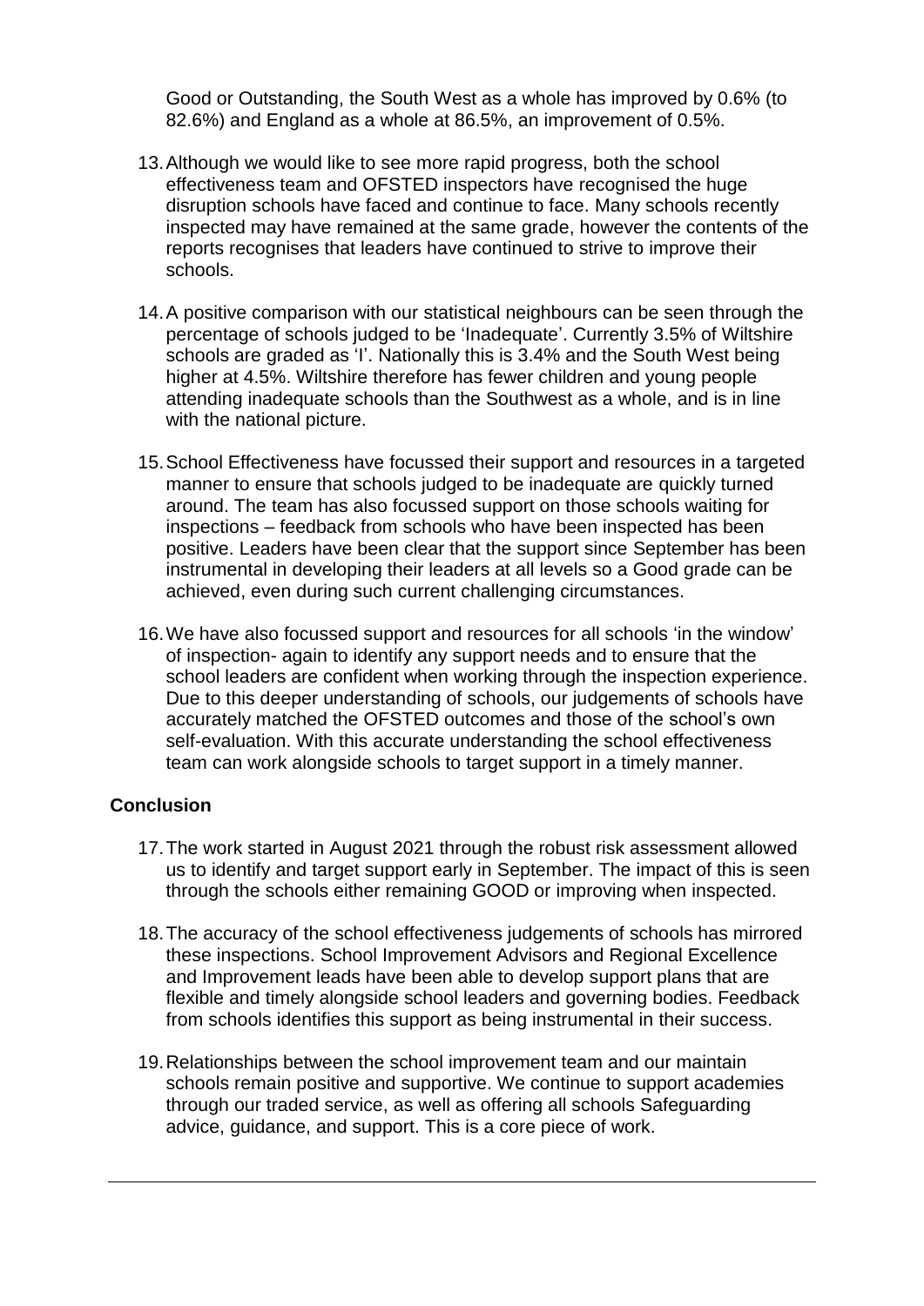Good or Outstanding, the South West as a whole has improved by 0.6% (to 82.6%) and England as a whole at 86.5%, an improvement of 0.5%.

13. Although we would like to see more rapid progress, both the school effectiveness team and OFSTED inspectors have recognised the huge disruption schools have faced and continue to face. Many schools recently inspected may have remained at the same grade, however the contents of the reports recognises that leaders have continued to strive to improve their schools.

14. A positive comparison with our statistical neighbours can be seen through the percentage of schools judged to be 'Inadequate'. Currently 3.5% of Wiltshire schools are graded as 'I'. Nationally this is 3.4% and the South West being higher at 4.5%. Wiltshire therefore has fewer children and young people attending inadequate schools than the Southwest as a whole, and is in line with the national picture.

15. School Effectiveness have focussed their support and resources in a targeted manner to ensure that schools judged to be inadequate are quickly turned around. The team has also focussed support on those schools waiting for inspections – feedback from schools who have been inspected has been positive. Leaders have been clear that the support since September has been instrumental in developing their leaders at all levels so a Good grade can be achieved, even during such current challenging circumstances.

16. We have also focussed support and resources for all schools 'in the window' of inspection- again to identify any support needs and to ensure that the school leaders are confident when working through the inspection experience. Due to this deeper understanding of schools, our judgements of schools have accurately matched the OFSTED outcomes and those of the school's own self-evaluation. With this accurate understanding the school effectiveness team can work alongside schools to target support in a timely manner.

**Conclusion**

17. The work started in August 2021 through the robust risk assessment allowed us to identify and target support early in September. The impact of this is seen through the schools either remaining GOOD or improving when inspected.

18. The accuracy of the school effectiveness judgements of schools has mirrored these inspections. School Improvement Advisors and Regional Excellence and Improvement leads have been able to develop support plans that are flexible and timely alongside school leaders and governing bodies. Feedback from schools identifies this support as being instrumental in their success.

19. Relationships between the school improvement team and our maintain schools remain positive and supportive. We continue to support academies through our traded service, as well as offering all schools Safeguarding advice, guidance, and support. This is a core piece of work.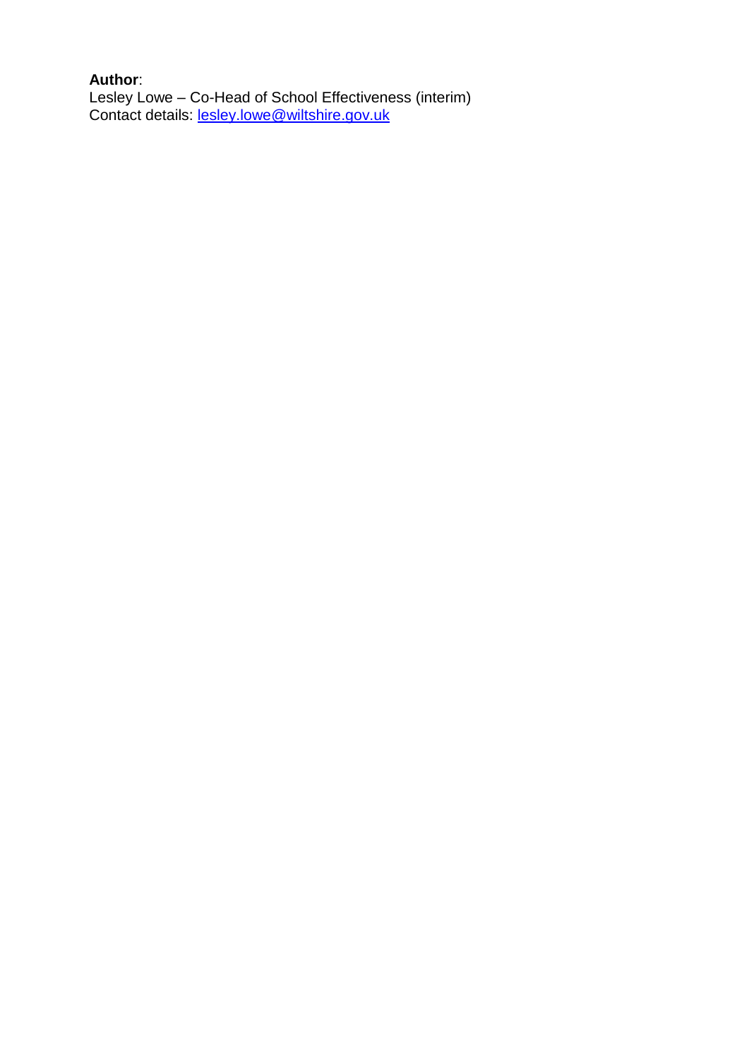**Author**:
Lesley Lowe – Co-Head of School Effectiveness (interim)
Contact details: lesley.lowe@wiltshire.gov.uk